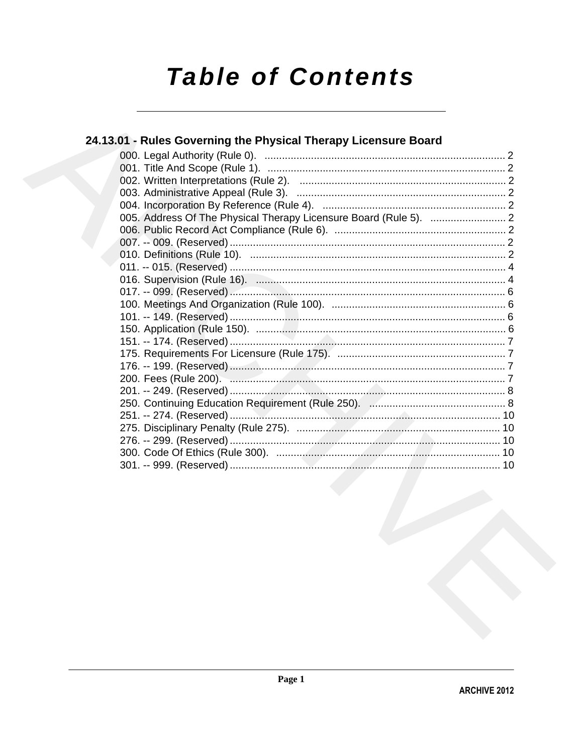# Table of Contents

## 24.13.01 - Rules Governing the Physical Therapy Licensure Board

000. Legal Authority (Rule 0). .................................................................................. 2
001. Title And Scope (Rule 1). .................................................................................. 2
002. Written Interpretations (Rule 2). ...................................................................... 2
003. Administrative Appeal (Rule 3). ....................................................................... 2
004. Incorporation By Reference (Rule 4). .............................................................. 2
005. Address Of The Physical Therapy Licensure Board (Rule 5). ......................... 2
006. Public Record Act Compliance (Rule 6). .......................................................... 2
007. -- 009. (Reserved) .............................................................................................. 2
010. Definitions (Rule 10). ........................................................................................ 2
011. -- 015. (Reserved) .............................................................................................. 4
016. Supervision (Rule 16). ...................................................................................... 4
017. -- 099. (Reserved) .............................................................................................. 6
100. Meetings And Organization (Rule 100). ............................................................ 6
101. -- 149. (Reserved) .............................................................................................. 6
150. Application (Rule 150). ...................................................................................... 6
151. -- 174. (Reserved) .............................................................................................. 7
175. Requirements For Licensure (Rule 175). .......................................................... 7
176. -- 199. (Reserved) .............................................................................................. 7
200. Fees (Rule 200). ................................................................................................ 7
201. -- 249. (Reserved) .............................................................................................. 8
250. Continuing Education Requirement (Rule 250). ............................................... 8
251. -- 274. (Reserved) ............................................................................................ 10
275. Disciplinary Penalty (Rule 275). ..................................................................... 10
276. -- 299. (Reserved) ............................................................................................ 10
300. Code Of Ethics (Rule 300). ............................................................................. 10
301. -- 999. (Reserved) ............................................................................................ 10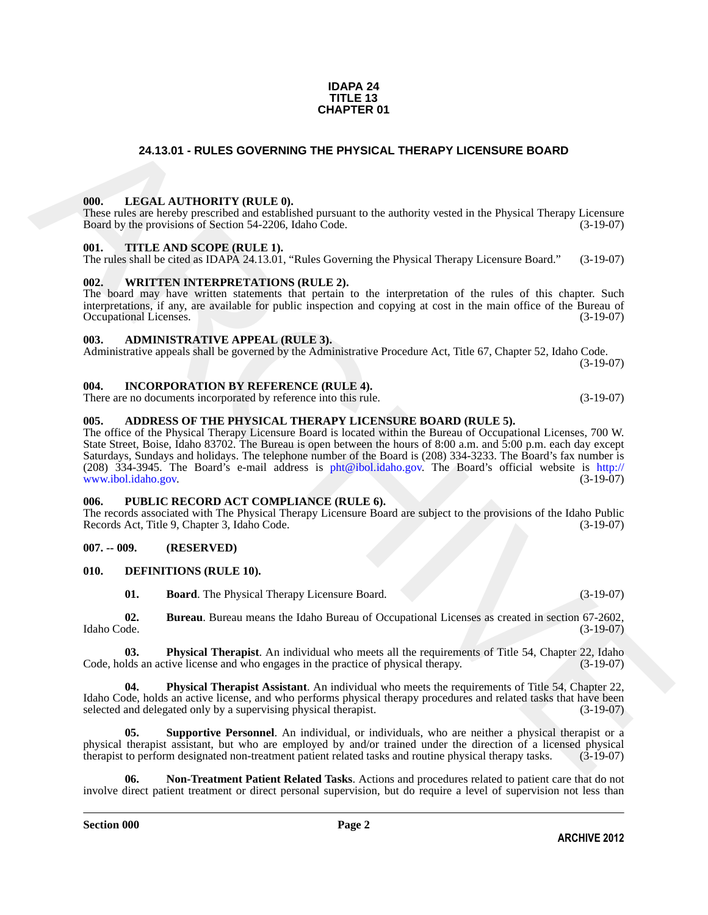**IDAPA 24**
**TITLE 13**
**CHAPTER 01**

# 24.13.01 - RULES GOVERNING THE PHYSICAL THERAPY LICENSURE BOARD

### 000. LEGAL AUTHORITY (RULE 0).

These rules are hereby prescribed and established pursuant to the authority vested in the Physical Therapy Licensure Board by the provisions of Section 54-2206, Idaho Code. (3-19-07)

### 001. TITLE AND SCOPE (RULE 1).

The rules shall be cited as IDAPA 24.13.01, "Rules Governing the Physical Therapy Licensure Board." (3-19-07)

### 002. WRITTEN INTERPRETATIONS (RULE 2).

The board may have written statements that pertain to the interpretation of the rules of this chapter. Such interpretations, if any, are available for public inspection and copying at cost in the main office of the Bureau of Occupational Licenses. (3-19-07)

### 003. ADMINISTRATIVE APPEAL (RULE 3).

Administrative appeals shall be governed by the Administrative Procedure Act, Title 67, Chapter 52, Idaho Code. (3-19-07)

### 004. INCORPORATION BY REFERENCE (RULE 4).

There are no documents incorporated by reference into this rule. (3-19-07)

### 005. ADDRESS OF THE PHYSICAL THERAPY LICENSURE BOARD (RULE 5).

The office of the Physical Therapy Licensure Board is located within the Bureau of Occupational Licenses, 700 W. State Street, Boise, Idaho 83702. The Bureau is open between the hours of 8:00 a.m. and 5:00 p.m. each day except Saturdays, Sundays and holidays. The telephone number of the Board is (208) 334-3233. The Board's fax number is (208) 334-3945. The Board's e-mail address is pht@ibol.idaho.gov. The Board's official website is http://www.ibol.idaho.gov. (3-19-07)

### 006. PUBLIC RECORD ACT COMPLIANCE (RULE 6).

The records associated with The Physical Therapy Licensure Board are subject to the provisions of the Idaho Public Records Act, Title 9, Chapter 3, Idaho Code. (3-19-07)

### 007. -- 009. (RESERVED)

### 010. DEFINITIONS (RULE 10).

**01. Board**. The Physical Therapy Licensure Board. (3-19-07)

**02. Bureau**. Bureau means the Idaho Bureau of Occupational Licenses as created in section 67-2602, Idaho Code. (3-19-07)

**03. Physical Therapist**. An individual who meets all the requirements of Title 54, Chapter 22, Idaho Code, holds an active license and who engages in the practice of physical therapy. (3-19-07)

**04. Physical Therapist Assistant**. An individual who meets the requirements of Title 54, Chapter 22, Idaho Code, holds an active license, and who performs physical therapy procedures and related tasks that have been selected and delegated only by a supervising physical therapist. (3-19-07)

**05. Supportive Personnel**. An individual, or individuals, who are neither a physical therapist or a physical therapist assistant, but who are employed by and/or trained under the direction of a licensed physical therapist to perform designated non-treatment patient related tasks and routine physical therapy tasks. (3-19-07)

**06. Non-Treatment Patient Related Tasks**. Actions and procedures related to patient care that do not involve direct patient treatment or direct personal supervision, but do require a level of supervision not less than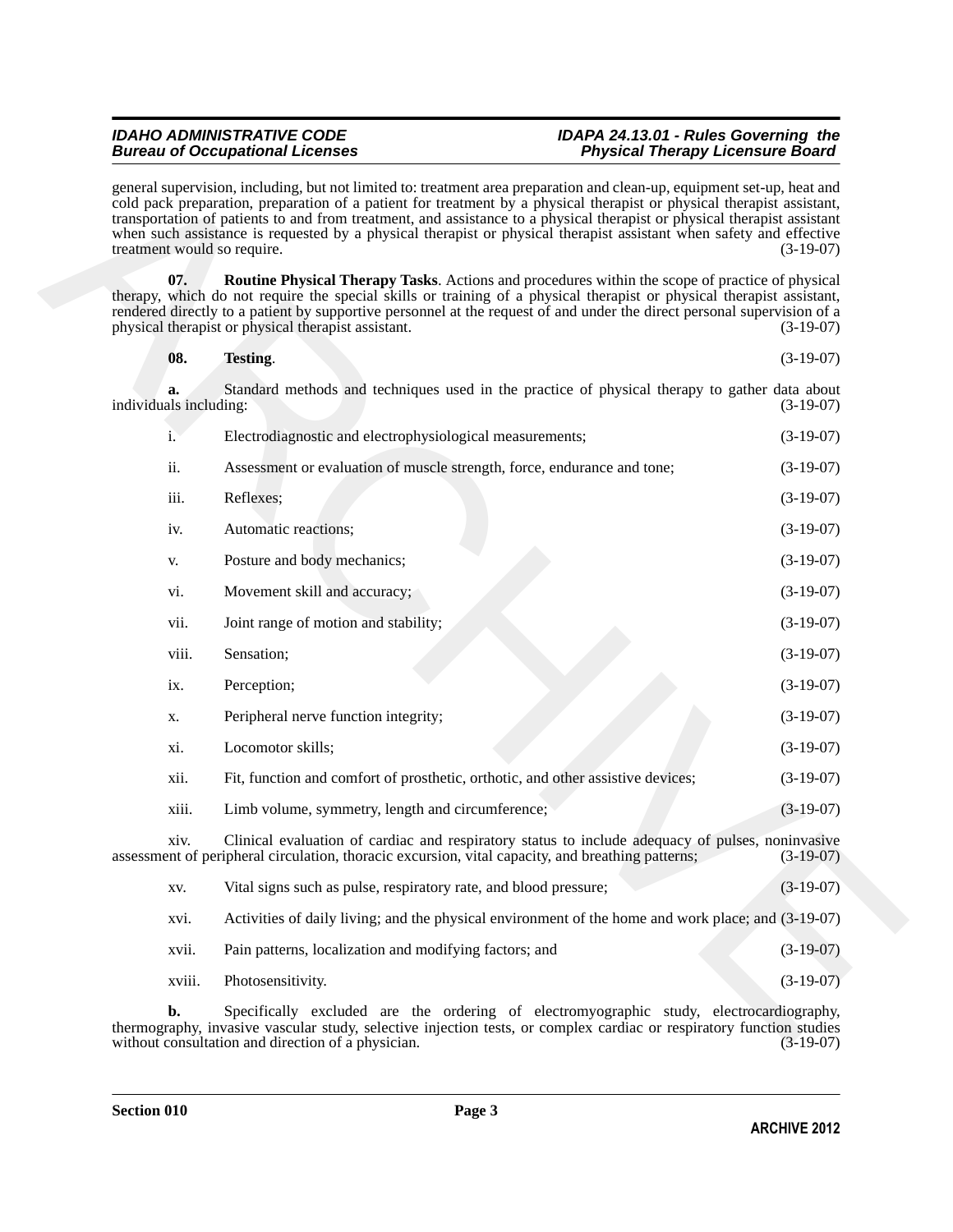general supervision, including, but not limited to: treatment area preparation and clean-up, equipment set-up, heat and cold pack preparation, preparation of a patient for treatment by a physical therapist or physical therapist assistant, transportation of patients to and from treatment, and assistance to a physical therapist or physical therapist assistant when such assistance is requested by a physical therapist or physical therapist assistant when safety and effective treatment would so require. (3-19-07)

**07. Routine Physical Therapy Tasks**. Actions and procedures within the scope of practice of physical therapy, which do not require the special skills or training of a physical therapist or physical therapist assistant, rendered directly to a patient by supportive personnel at the request of and under the direct personal supervision of a physical therapist or physical therapist assistant. (3-19-07)

**08. Testing**. (3-19-07)

**a.** Standard methods and techniques used in the practice of physical therapy to gather data about individuals including: (3-19-07)

i. Electrodiagnostic and electrophysiological measurements; (3-19-07)

ii. Assessment or evaluation of muscle strength, force, endurance and tone; (3-19-07)

iii. Reflexes; (3-19-07)

iv. Automatic reactions; (3-19-07)

v. Posture and body mechanics; (3-19-07)

vi. Movement skill and accuracy; (3-19-07)

vii. Joint range of motion and stability; (3-19-07)

viii. Sensation; (3-19-07)

ix. Perception; (3-19-07)

x. Peripheral nerve function integrity; (3-19-07)

xi. Locomotor skills; (3-19-07)

xii. Fit, function and comfort of prosthetic, orthotic, and other assistive devices; (3-19-07)

xiii. Limb volume, symmetry, length and circumference; (3-19-07)

xiv. Clinical evaluation of cardiac and respiratory status to include adequacy of pulses, noninvasive assessment of peripheral circulation, thoracic excursion, vital capacity, and breathing patterns; (3-19-07)

xv. Vital signs such as pulse, respiratory rate, and blood pressure; (3-19-07)

xvi. Activities of daily living; and the physical environment of the home and work place; and (3-19-07)

xvii. Pain patterns, localization and modifying factors; and (3-19-07)

xviii. Photosensitivity. (3-19-07)

**b.** Specifically excluded are the ordering of electromyographic study, electrocardiography, thermography, invasive vascular study, selective injection tests, or complex cardiac or respiratory function studies without consultation and direction of a physician. (3-19-07)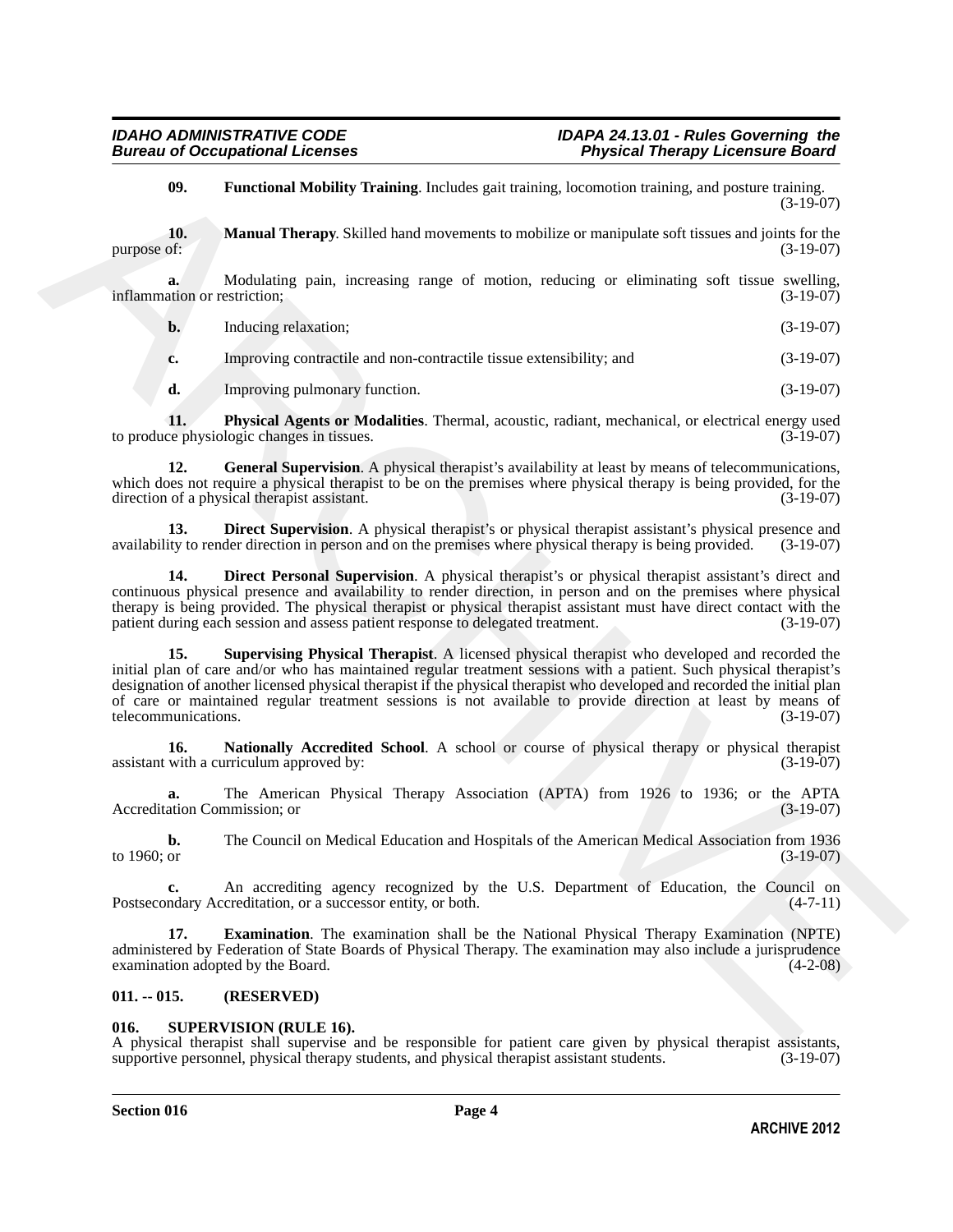**09. Functional Mobility Training**. Includes gait training, locomotion training, and posture training. (3-19-07)

**10. Manual Therapy**. Skilled hand movements to mobilize or manipulate soft tissues and joints for the purpose of: (3-19-07)

**a.** Modulating pain, increasing range of motion, reducing or eliminating soft tissue swelling, inflammation or restriction; (3-19-07)

**b.** Inducing relaxation; (3-19-07)

**c.** Improving contractile and non-contractile tissue extensibility; and (3-19-07)

**d.** Improving pulmonary function. (3-19-07)

**11. Physical Agents or Modalities**. Thermal, acoustic, radiant, mechanical, or electrical energy used to produce physiologic changes in tissues. (3-19-07)

**12. General Supervision**. A physical therapist's availability at least by means of telecommunications, which does not require a physical therapist to be on the premises where physical therapy is being provided, for the direction of a physical therapist assistant. (3-19-07)

**13. Direct Supervision**. A physical therapist's or physical therapist assistant's physical presence and availability to render direction in person and on the premises where physical therapy is being provided. (3-19-07)

**14. Direct Personal Supervision**. A physical therapist's or physical therapist assistant's direct and continuous physical presence and availability to render direction, in person and on the premises where physical therapy is being provided. The physical therapist or physical therapist assistant must have direct contact with the patient during each session and assess patient response to delegated treatment. (3-19-07)

**15. Supervising Physical Therapist**. A licensed physical therapist who developed and recorded the initial plan of care and/or who has maintained regular treatment sessions with a patient. Such physical therapist's designation of another licensed physical therapist if the physical therapist who developed and recorded the initial plan of care or maintained regular treatment sessions is not available to provide direction at least by means of telecommunications. (3-19-07)

**16. Nationally Accredited School**. A school or course of physical therapy or physical therapist assistant with a curriculum approved by: (3-19-07)

**a.** The American Physical Therapy Association (APTA) from 1926 to 1936; or the APTA Accreditation Commission; or (3-19-07)

**b.** The Council on Medical Education and Hospitals of the American Medical Association from 1936 to 1960; or (3-19-07)

**c.** An accrediting agency recognized by the U.S. Department of Education, the Council on Postsecondary Accreditation, or a successor entity, or both. (4-7-11)

**17. Examination**. The examination shall be the National Physical Therapy Examination (NPTE) administered by Federation of State Boards of Physical Therapy. The examination may also include a jurisprudence examination adopted by the Board. (4-2-08)

## 011. -- 015. (RESERVED)

## 016. SUPERVISION (RULE 16).

A physical therapist shall supervise and be responsible for patient care given by physical therapist assistants, supportive personnel, physical therapy students, and physical therapist assistant students. (3-19-07)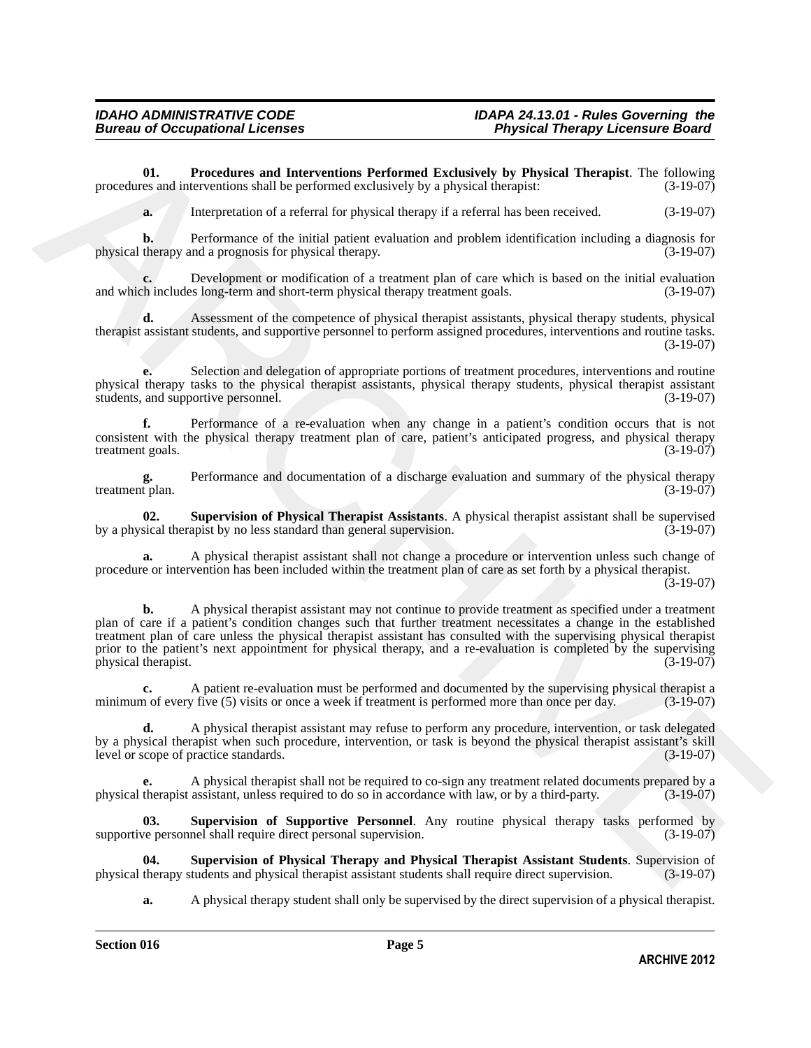**01. Procedures and Interventions Performed Exclusively by Physical Therapist**. The following procedures and interventions shall be performed exclusively by a physical therapist: (3-19-07)

**a.** Interpretation of a referral for physical therapy if a referral has been received. (3-19-07)

**b.** Performance of the initial patient evaluation and problem identification including a diagnosis for physical therapy and a prognosis for physical therapy. (3-19-07)

**c.** Development or modification of a treatment plan of care which is based on the initial evaluation and which includes long-term and short-term physical therapy treatment goals. (3-19-07)

**d.** Assessment of the competence of physical therapist assistants, physical therapy students, physical therapist assistant students, and supportive personnel to perform assigned procedures, interventions and routine tasks. (3-19-07)

**e.** Selection and delegation of appropriate portions of treatment procedures, interventions and routine physical therapy tasks to the physical therapist assistants, physical therapy students, physical therapist assistant students, and supportive personnel. (3-19-07)

**f.** Performance of a re-evaluation when any change in a patient's condition occurs that is not consistent with the physical therapy treatment plan of care, patient's anticipated progress, and physical therapy treatment goals. (3-19-07)

**g.** Performance and documentation of a discharge evaluation and summary of the physical therapy treatment plan. (3-19-07)

**02. Supervision of Physical Therapist Assistants**. A physical therapist assistant shall be supervised by a physical therapist by no less standard than general supervision. (3-19-07)

**a.** A physical therapist assistant shall not change a procedure or intervention unless such change of procedure or intervention has been included within the treatment plan of care as set forth by a physical therapist. (3-19-07)

**b.** A physical therapist assistant may not continue to provide treatment as specified under a treatment plan of care if a patient's condition changes such that further treatment necessitates a change in the established treatment plan of care unless the physical therapist assistant has consulted with the supervising physical therapist prior to the patient's next appointment for physical therapy, and a re-evaluation is completed by the supervising physical therapist. (3-19-07)

**c.** A patient re-evaluation must be performed and documented by the supervising physical therapist a minimum of every five (5) visits or once a week if treatment is performed more than once per day. (3-19-07)

**d.** A physical therapist assistant may refuse to perform any procedure, intervention, or task delegated by a physical therapist when such procedure, intervention, or task is beyond the physical therapist assistant's skill level or scope of practice standards. (3-19-07)

**e.** A physical therapist shall not be required to co-sign any treatment related documents prepared by a physical therapist assistant, unless required to do so in accordance with law, or by a third-party. (3-19-07)

**03. Supervision of Supportive Personnel**. Any routine physical therapy tasks performed by supportive personnel shall require direct personal supervision. (3-19-07)

**04. Supervision of Physical Therapy and Physical Therapist Assistant Students**. Supervision of physical therapy students and physical therapist assistant students shall require direct supervision. (3-19-07)

**a.** A physical therapy student shall only be supervised by the direct supervision of a physical therapist.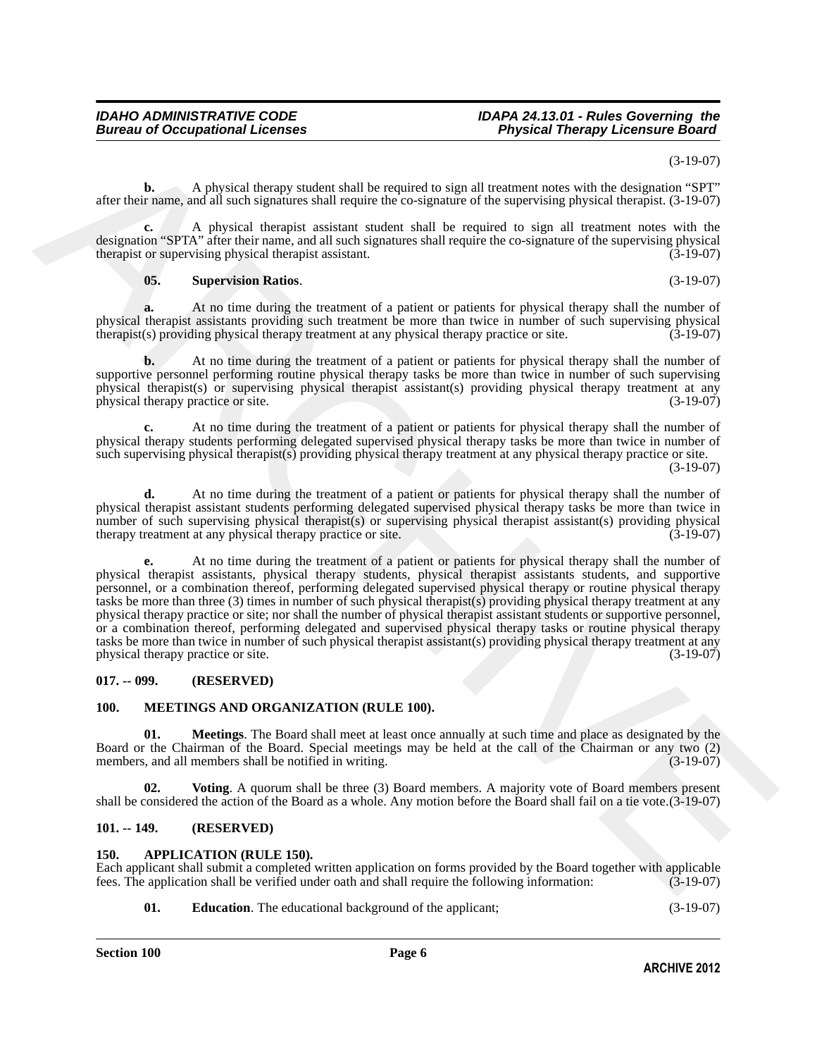(3-19-07)

**b.** A physical therapy student shall be required to sign all treatment notes with the designation "SPT" after their name, and all such signatures shall require the co-signature of the supervising physical therapist. (3-19-07)

**c.** A physical therapist assistant student shall be required to sign all treatment notes with the designation "SPTA" after their name, and all such signatures shall require the co-signature of the supervising physical therapist or supervising physical therapist assistant. (3-19-07)

**05. Supervision Ratios**. (3-19-07)

**a.** At no time during the treatment of a patient or patients for physical therapy shall the number of physical therapist assistants providing such treatment be more than twice in number of such supervising physical therapist(s) providing physical therapy treatment at any physical therapy practice or site. (3-19-07)

**b.** At no time during the treatment of a patient or patients for physical therapy shall the number of supportive personnel performing routine physical therapy tasks be more than twice in number of such supervising physical therapist(s) or supervising physical therapist assistant(s) providing physical therapy treatment at any physical therapy practice or site. (3-19-07)

**c.** At no time during the treatment of a patient or patients for physical therapy shall the number of physical therapy students performing delegated supervised physical therapy tasks be more than twice in number of such supervising physical therapist(s) providing physical therapy treatment at any physical therapy practice or site. (3-19-07)

**d.** At no time during the treatment of a patient or patients for physical therapy shall the number of physical therapist assistant students performing delegated supervised physical therapy tasks be more than twice in number of such supervising physical therapist(s) or supervising physical therapist assistant(s) providing physical therapy treatment at any physical therapy practice or site. (3-19-07)

**e.** At no time during the treatment of a patient or patients for physical therapy shall the number of physical therapist assistants, physical therapy students, physical therapist assistants students, and supportive personnel, or a combination thereof, performing delegated supervised physical therapy or routine physical therapy tasks be more than three (3) times in number of such physical therapist(s) providing physical therapy treatment at any physical therapy practice or site; nor shall the number of physical therapist assistant students or supportive personnel, or a combination thereof, performing delegated and supervised physical therapy tasks or routine physical therapy tasks be more than twice in number of such physical therapist assistant(s) providing physical therapy treatment at any physical therapy practice or site. (3-19-07)

## 017. -- 099. (RESERVED)

## 100. MEETINGS AND ORGANIZATION (RULE 100).

**01. Meetings**. The Board shall meet at least once annually at such time and place as designated by the Board or the Chairman of the Board. Special meetings may be held at the call of the Chairman or any two (2) members, and all members shall be notified in writing. (3-19-07)

**02. Voting**. A quorum shall be three (3) Board members. A majority vote of Board members present shall be considered the action of the Board as a whole. Any motion before the Board shall fail on a tie vote.(3-19-07)

## 101. -- 149. (RESERVED)

## 150. APPLICATION (RULE 150).

Each applicant shall submit a completed written application on forms provided by the Board together with applicable fees. The application shall be verified under oath and shall require the following information: (3-19-07)

**01. Education**. The educational background of the applicant; (3-19-07)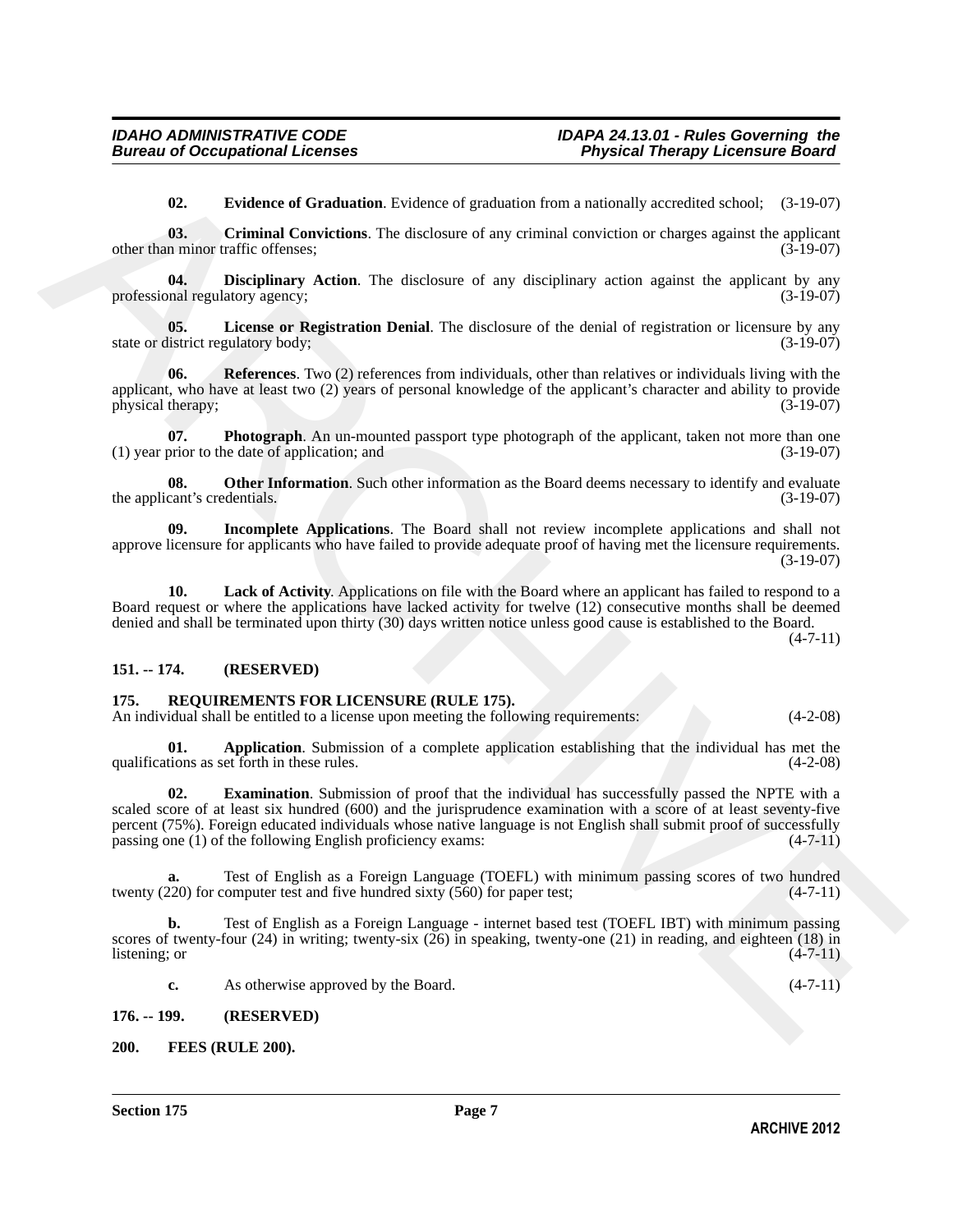**02. Evidence of Graduation**. Evidence of graduation from a nationally accredited school; (3-19-07)

**03. Criminal Convictions**. The disclosure of any criminal conviction or charges against the applicant other than minor traffic offenses; (3-19-07)

**04. Disciplinary Action**. The disclosure of any disciplinary action against the applicant by any professional regulatory agency; (3-19-07)

**05. License or Registration Denial**. The disclosure of the denial of registration or licensure by any state or district regulatory body; (3-19-07)

**06. References**. Two (2) references from individuals, other than relatives or individuals living with the applicant, who have at least two (2) years of personal knowledge of the applicant's character and ability to provide physical therapy; (3-19-07)

**07. Photograph**. An un-mounted passport type photograph of the applicant, taken not more than one (1) year prior to the date of application; and (3-19-07)

**08. Other Information**. Such other information as the Board deems necessary to identify and evaluate the applicant's credentials. (3-19-07)

**09. Incomplete Applications**. The Board shall not review incomplete applications and shall not approve licensure for applicants who have failed to provide adequate proof of having met the licensure requirements. (3-19-07)

**10. Lack of Activity**. Applications on file with the Board where an applicant has failed to respond to a Board request or where the applications have lacked activity for twelve (12) consecutive months shall be deemed denied and shall be terminated upon thirty (30) days written notice unless good cause is established to the Board. (4-7-11)

## 151. -- 174. (RESERVED)

## 175. REQUIREMENTS FOR LICENSURE (RULE 175).

An individual shall be entitled to a license upon meeting the following requirements: (4-2-08)

**01. Application**. Submission of a complete application establishing that the individual has met the qualifications as set forth in these rules. (4-2-08)

**02. Examination**. Submission of proof that the individual has successfully passed the NPTE with a scaled score of at least six hundred (600) and the jurisprudence examination with a score of at least seventy-five percent (75%). Foreign educated individuals whose native language is not English shall submit proof of successfully passing one (1) of the following English proficiency exams: (4-7-11)

**a.** Test of English as a Foreign Language (TOEFL) with minimum passing scores of two hundred twenty (220) for computer test and five hundred sixty (560) for paper test; (4-7-11)

**b.** Test of English as a Foreign Language - internet based test (TOEFL IBT) with minimum passing scores of twenty-four (24) in writing; twenty-six (26) in speaking, twenty-one (21) in reading, and eighteen (18) in listening; or (4-7-11)

**c.** As otherwise approved by the Board. (4-7-11)

## 176. -- 199. (RESERVED)

## 200. FEES (RULE 200).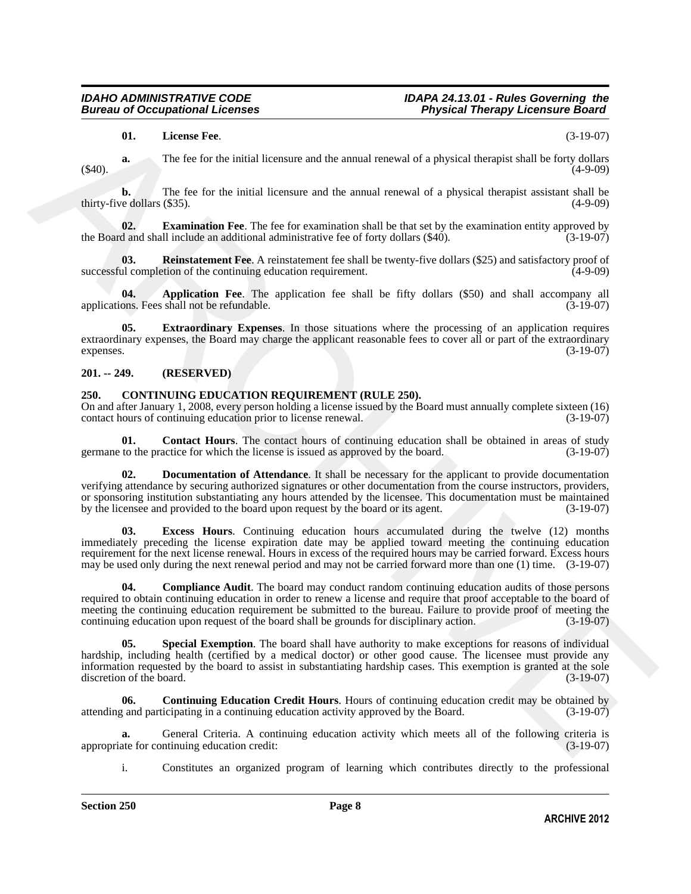**01. License Fee**. (3-19-07)

**a.** The fee for the initial licensure and the annual renewal of a physical therapist shall be forty dollars ($40). (4-9-09)

**b.** The fee for the initial licensure and the annual renewal of a physical therapist assistant shall be thirty-five dollars ($35). (4-9-09)

**02. Examination Fee**. The fee for examination shall be that set by the examination entity approved by the Board and shall include an additional administrative fee of forty dollars ($40). (3-19-07)

**03. Reinstatement Fee**. A reinstatement fee shall be twenty-five dollars ($25) and satisfactory proof of successful completion of the continuing education requirement. (4-9-09)

**04. Application Fee**. The application fee shall be fifty dollars ($50) and shall accompany all applications. Fees shall not be refundable. (3-19-07)

**05. Extraordinary Expenses**. In those situations where the processing of an application requires extraordinary expenses, the Board may charge the applicant reasonable fees to cover all or part of the extraordinary expenses. (3-19-07)

**201. -- 249. (RESERVED)**

**250. CONTINUING EDUCATION REQUIREMENT (RULE 250).**

On and after January 1, 2008, every person holding a license issued by the Board must annually complete sixteen (16) contact hours of continuing education prior to license renewal. (3-19-07)

**01. Contact Hours**. The contact hours of continuing education shall be obtained in areas of study germane to the practice for which the license is issued as approved by the board. (3-19-07)

**02. Documentation of Attendance**. It shall be necessary for the applicant to provide documentation verifying attendance by securing authorized signatures or other documentation from the course instructors, providers, or sponsoring institution substantiating any hours attended by the licensee. This documentation must be maintained by the licensee and provided to the board upon request by the board or its agent. (3-19-07)

**03. Excess Hours**. Continuing education hours accumulated during the twelve (12) months immediately preceding the license expiration date may be applied toward meeting the continuing education requirement for the next license renewal. Hours in excess of the required hours may be carried forward. Excess hours may be used only during the next renewal period and may not be carried forward more than one (1) time. (3-19-07)

**04. Compliance Audit**. The board may conduct random continuing education audits of those persons required to obtain continuing education in order to renew a license and require that proof acceptable to the board of meeting the continuing education requirement be submitted to the bureau. Failure to provide proof of meeting the continuing education upon request of the board shall be grounds for disciplinary action. (3-19-07)

**05. Special Exemption**. The board shall have authority to make exceptions for reasons of individual hardship, including health (certified by a medical doctor) or other good cause. The licensee must provide any information requested by the board to assist in substantiating hardship cases. This exemption is granted at the sole discretion of the board. (3-19-07)

**06. Continuing Education Credit Hours**. Hours of continuing education credit may be obtained by attending and participating in a continuing education activity approved by the Board. (3-19-07)

**a.** General Criteria. A continuing education activity which meets all of the following criteria is appropriate for continuing education credit: (3-19-07)

i. Constitutes an organized program of learning which contributes directly to the professional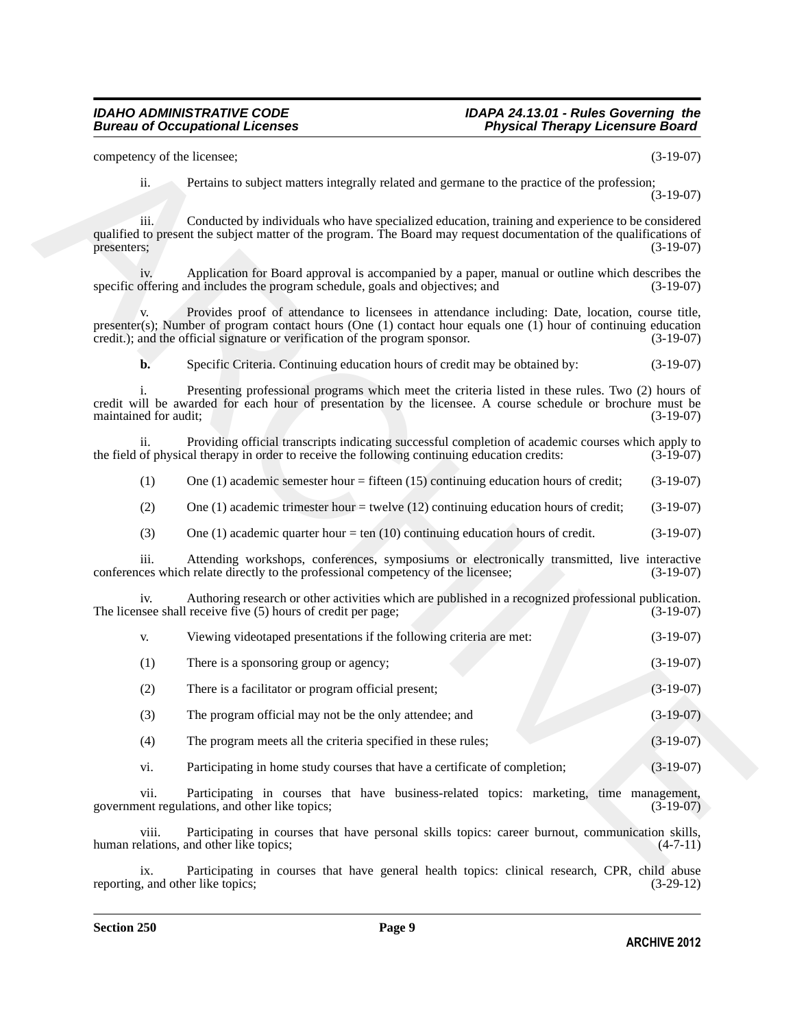competency of the licensee; (3-19-07)

ii. Pertains to subject matters integrally related and germane to the practice of the profession; (3-19-07)

iii. Conducted by individuals who have specialized education, training and experience to be considered qualified to present the subject matter of the program. The Board may request documentation of the qualifications of presenters; (3-19-07)

iv. Application for Board approval is accompanied by a paper, manual or outline which describes the specific offering and includes the program schedule, goals and objectives; and (3-19-07)

v. Provides proof of attendance to licensees in attendance including: Date, location, course title, presenter(s); Number of program contact hours (One (1) contact hour equals one (1) hour of continuing education credit.); and the official signature or verification of the program sponsor. (3-19-07)

**b.** Specific Criteria. Continuing education hours of credit may be obtained by: (3-19-07)

i. Presenting professional programs which meet the criteria listed in these rules. Two (2) hours of credit will be awarded for each hour of presentation by the licensee. A course schedule or brochure must be maintained for audit; (3-19-07)

ii. Providing official transcripts indicating successful completion of academic courses which apply to the field of physical therapy in order to receive the following continuing education credits: (3-19-07)

(1) One (1) academic semester hour = fifteen (15) continuing education hours of credit; (3-19-07)

(2) One (1) academic trimester hour = twelve (12) continuing education hours of credit; (3-19-07)

(3) One (1) academic quarter hour = ten (10) continuing education hours of credit. (3-19-07)

iii. Attending workshops, conferences, symposiums or electronically transmitted, live interactive conferences which relate directly to the professional competency of the licensee; (3-19-07)

iv. Authoring research or other activities which are published in a recognized professional publication. The licensee shall receive five (5) hours of credit per page; (3-19-07)

v. Viewing videotaped presentations if the following criteria are met: (3-19-07)

(1) There is a sponsoring group or agency; (3-19-07)

(2) There is a facilitator or program official present; (3-19-07)

(3) The program official may not be the only attendee; and (3-19-07)

(4) The program meets all the criteria specified in these rules; (3-19-07)

vi. Participating in home study courses that have a certificate of completion; (3-19-07)

vii. Participating in courses that have business-related topics: marketing, time management, government regulations, and other like topics; (3-19-07)

viii. Participating in courses that have personal skills topics: career burnout, communication skills, human relations, and other like topics; (4-7-11)

ix. Participating in courses that have general health topics: clinical research, CPR, child abuse reporting, and other like topics; (3-29-12)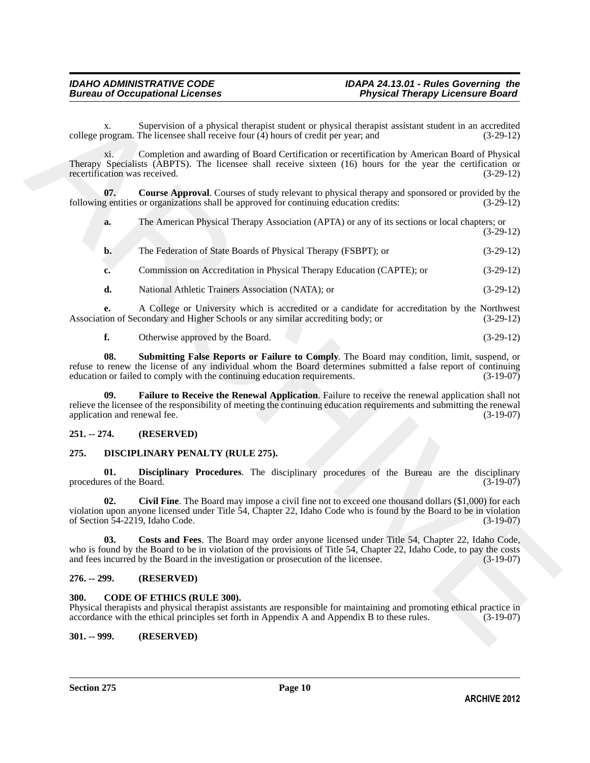x. Supervision of a physical therapist student or physical therapist assistant student in an accredited college program. The licensee shall receive four (4) hours of credit per year; and (3-29-12)

xi. Completion and awarding of Board Certification or recertification by American Board of Physical Therapy Specialists (ABPTS). The licensee shall receive sixteen (16) hours for the year the certification or recertification was received. (3-29-12)

**07. Course Approval**. Courses of study relevant to physical therapy and sponsored or provided by the following entities or organizations shall be approved for continuing education credits: (3-29-12)

**a.** The American Physical Therapy Association (APTA) or any of its sections or local chapters; or (3-29-12)

**b.** The Federation of State Boards of Physical Therapy (FSBPT); or (3-29-12)

**c.** Commission on Accreditation in Physical Therapy Education (CAPTE); or (3-29-12)

**d.** National Athletic Trainers Association (NATA); or (3-29-12)

**e.** A College or University which is accredited or a candidate for accreditation by the Northwest Association of Secondary and Higher Schools or any similar accrediting body; or (3-29-12)

**f.** Otherwise approved by the Board. (3-29-12)

**08. Submitting False Reports or Failure to Comply**. The Board may condition, limit, suspend, or refuse to renew the license of any individual whom the Board determines submitted a false report of continuing education or failed to comply with the continuing education requirements. (3-19-07)

**09. Failure to Receive the Renewal Application**. Failure to receive the renewal application shall not relieve the licensee of the responsibility of meeting the continuing education requirements and submitting the renewal application and renewal fee. (3-19-07)

## 251. -- 274. (RESERVED)

## 275. DISCIPLINARY PENALTY (RULE 275).

**01. Disciplinary Procedures**. The disciplinary procedures of the Bureau are the disciplinary procedures of the Board. (3-19-07)

**02. Civil Fine**. The Board may impose a civil fine not to exceed one thousand dollars ($1,000) for each violation upon anyone licensed under Title 54, Chapter 22, Idaho Code who is found by the Board to be in violation of Section 54-2219, Idaho Code. (3-19-07)

**03. Costs and Fees**. The Board may order anyone licensed under Title 54, Chapter 22, Idaho Code, who is found by the Board to be in violation of the provisions of Title 54, Chapter 22, Idaho Code, to pay the costs and fees incurred by the Board in the investigation or prosecution of the licensee. (3-19-07)

## 276. -- 299. (RESERVED)

## 300. CODE OF ETHICS (RULE 300).

Physical therapists and physical therapist assistants are responsible for maintaining and promoting ethical practice in accordance with the ethical principles set forth in Appendix A and Appendix B to these rules. (3-19-07)

## 301. -- 999. (RESERVED)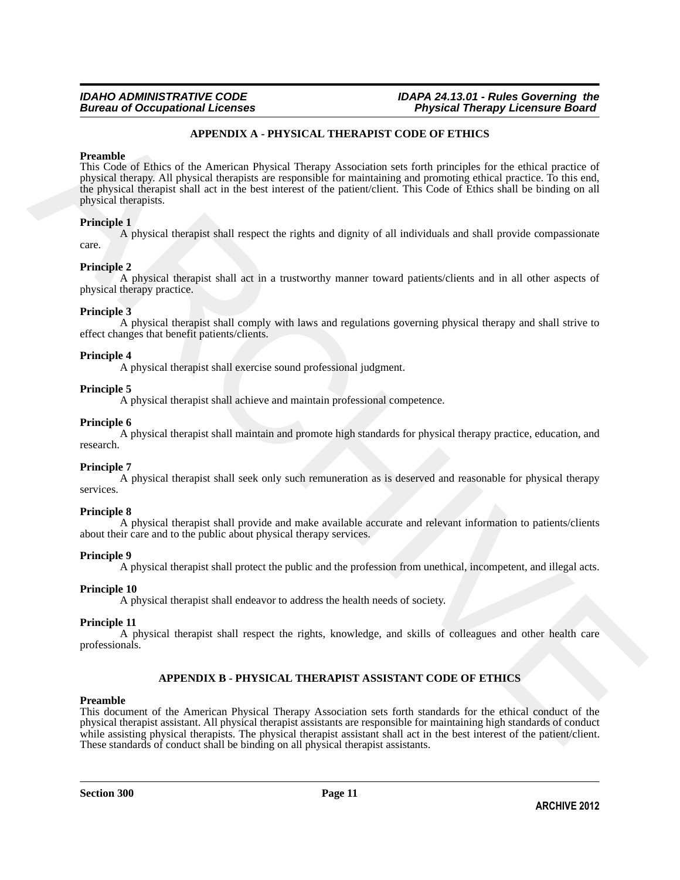## APPENDIX A - PHYSICAL THERAPIST CODE OF ETHICS

**Preamble**

This Code of Ethics of the American Physical Therapy Association sets forth principles for the ethical practice of physical therapy. All physical therapists are responsible for maintaining and promoting ethical practice. To this end, the physical therapist shall act in the best interest of the patient/client. This Code of Ethics shall be binding on all physical therapists.

**Principle 1**

A physical therapist shall respect the rights and dignity of all individuals and shall provide compassionate care.

**Principle 2**

A physical therapist shall act in a trustworthy manner toward patients/clients and in all other aspects of physical therapy practice.

**Principle 3**

A physical therapist shall comply with laws and regulations governing physical therapy and shall strive to effect changes that benefit patients/clients.

**Principle 4**

A physical therapist shall exercise sound professional judgment.

**Principle 5**

A physical therapist shall achieve and maintain professional competence.

**Principle 6**

A physical therapist shall maintain and promote high standards for physical therapy practice, education, and research.

**Principle 7**

A physical therapist shall seek only such remuneration as is deserved and reasonable for physical therapy services.

**Principle 8**

A physical therapist shall provide and make available accurate and relevant information to patients/clients about their care and to the public about physical therapy services.

**Principle 9**

A physical therapist shall protect the public and the profession from unethical, incompetent, and illegal acts.

**Principle 10**

A physical therapist shall endeavor to address the health needs of society.

**Principle 11**

A physical therapist shall respect the rights, knowledge, and skills of colleagues and other health care professionals.

## APPENDIX B - PHYSICAL THERAPIST ASSISTANT CODE OF ETHICS

**Preamble**

This document of the American Physical Therapy Association sets forth standards for the ethical conduct of the physical therapist assistant. All physical therapist assistants are responsible for maintaining high standards of conduct while assisting physical therapists. The physical therapist assistant shall act in the best interest of the patient/client. These standards of conduct shall be binding on all physical therapist assistants.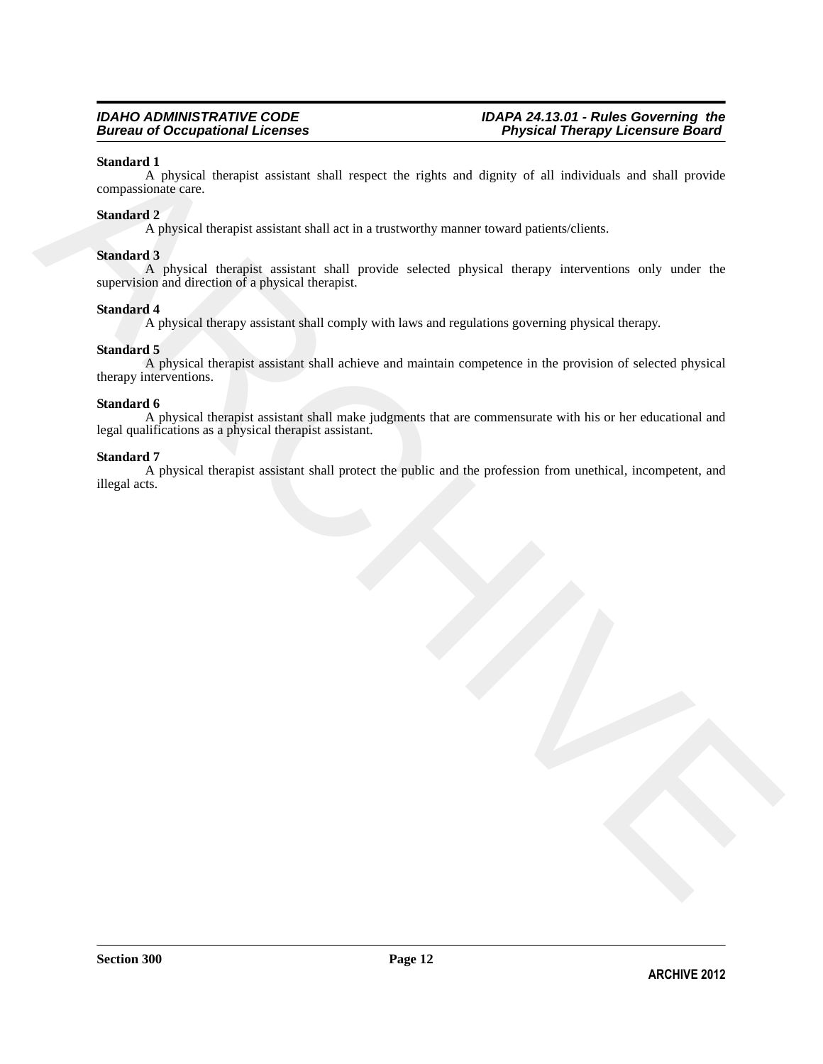**Standard 1**

A physical therapist assistant shall respect the rights and dignity of all individuals and shall provide compassionate care.

**Standard 2**

A physical therapist assistant shall act in a trustworthy manner toward patients/clients.

**Standard 3**

A physical therapist assistant shall provide selected physical therapy interventions only under the supervision and direction of a physical therapist.

**Standard 4**

A physical therapy assistant shall comply with laws and regulations governing physical therapy.

**Standard 5**

A physical therapist assistant shall achieve and maintain competence in the provision of selected physical therapy interventions.

**Standard 6**

A physical therapist assistant shall make judgments that are commensurate with his or her educational and legal qualifications as a physical therapist assistant.

**Standard 7**

A physical therapist assistant shall protect the public and the profession from unethical, incompetent, and illegal acts.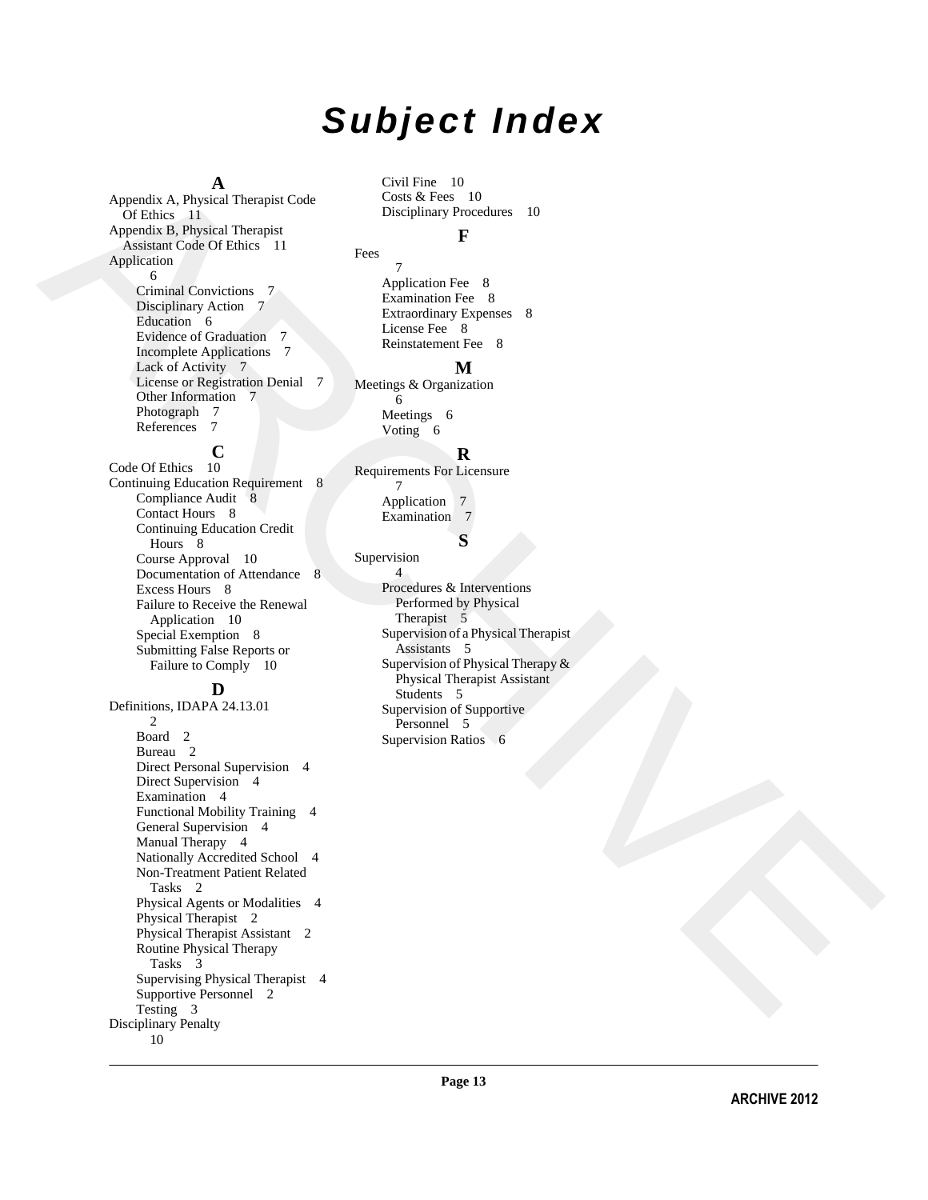# *Subject Index*

**A**

Appendix A, Physical Therapist Code Of Ethics 11
Appendix B, Physical Therapist Assistant Code Of Ethics 11
Application 6
- Criminal Convictions 7
- Disciplinary Action 7
- Education 6
- Evidence of Graduation 7
- Incomplete Applications 7
- Lack of Activity 7
- License or Registration Denial 7
- Other Information 7
- Photograph 7
- References 7

**C**

Code Of Ethics 10
Continuing Education Requirement 8
- Compliance Audit 8
- Contact Hours 8
- Continuing Education Credit Hours 8
- Course Approval 10
- Documentation of Attendance 8
- Excess Hours 8
- Failure to Receive the Renewal Application 10
- Special Exemption 8
- Submitting False Reports or Failure to Comply 10

**D**

Definitions, IDAPA 24.13.01 2
- Board 2
- Bureau 2
- Direct Personal Supervision 4
- Direct Supervision 4
- Examination 4
- Functional Mobility Training 4
- General Supervision 4
- Manual Therapy 4
- Nationally Accredited School 4
- Non-Treatment Patient Related Tasks 2
- Physical Agents or Modalities 4
- Physical Therapist 2
- Physical Therapist Assistant 2
- Routine Physical Therapy Tasks 3
- Supervising Physical Therapist 4
- Supportive Personnel 2
- Testing 3

Disciplinary Penalty 10
- Civil Fine 10
- Costs & Fees 10
- Disciplinary Procedures 10

**F**

Fees 7
- Application Fee 8
- Examination Fee 8
- Extraordinary Expenses 8
- License Fee 8
- Reinstatement Fee 8

**M**

Meetings & Organization 6
- Meetings 6
- Voting 6

**R**

Requirements For Licensure 7
- Application 7
- Examination 7

**S**

Supervision 4
- Procedures & Interventions Performed by Physical Therapist 5
- Supervision of a Physical Therapist Assistants 5
- Supervision of Physical Therapy & Physical Therapist Assistant Students 5
- Supervision of Supportive Personnel 5
- Supervision Ratios 6